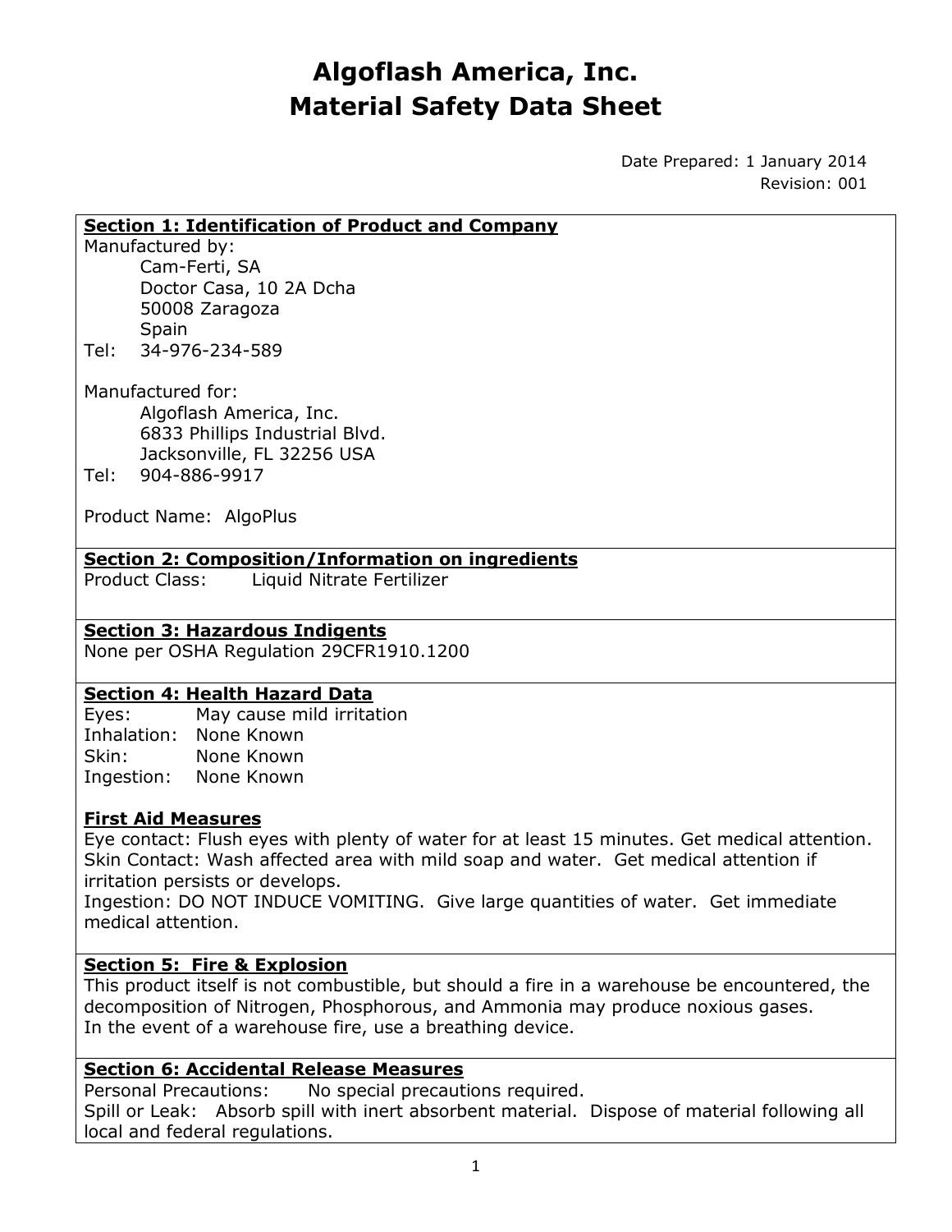# Algoflash America, Inc.
# Material Safety Data Sheet

Date Prepared: 1 January 2014
Revision: 001

## Section 1: Identification of Product and Company

Manufactured by:

Cam-Ferti, SA
Doctor Casa, 10 2A Dcha
50008 Zaragoza
Spain

Tel: 34-976-234-589

Manufactured for:

Algoflash America, Inc.
6833 Phillips Industrial Blvd.
Jacksonville, FL 32256 USA

Tel: 904-886-9917

Product Name: AlgoPlus

## Section 2: Composition/Information on ingredients

Product Class: Liquid Nitrate Fertilizer

## Section 3: Hazardous Indigents

None per OSHA Regulation 29CFR1910.1200

## Section 4: Health Hazard Data

Eyes: May cause mild irritation
Inhalation: None Known
Skin: None Known
Ingestion: None Known

### First Aid Measures

Eye contact: Flush eyes with plenty of water for at least 15 minutes. Get medical attention.
Skin Contact: Wash affected area with mild soap and water. Get medical attention if irritation persists or develops.
Ingestion: DO NOT INDUCE VOMITING. Give large quantities of water. Get immediate medical attention.

## Section 5: Fire & Explosion

This product itself is not combustible, but should a fire in a warehouse be encountered, the decomposition of Nitrogen, Phosphorous, and Ammonia may produce noxious gases.
In the event of a warehouse fire, use a breathing device.

## Section 6: Accidental Release Measures

Personal Precautions: No special precautions required.
Spill or Leak: Absorb spill with inert absorbent material. Dispose of material following all local and federal regulations.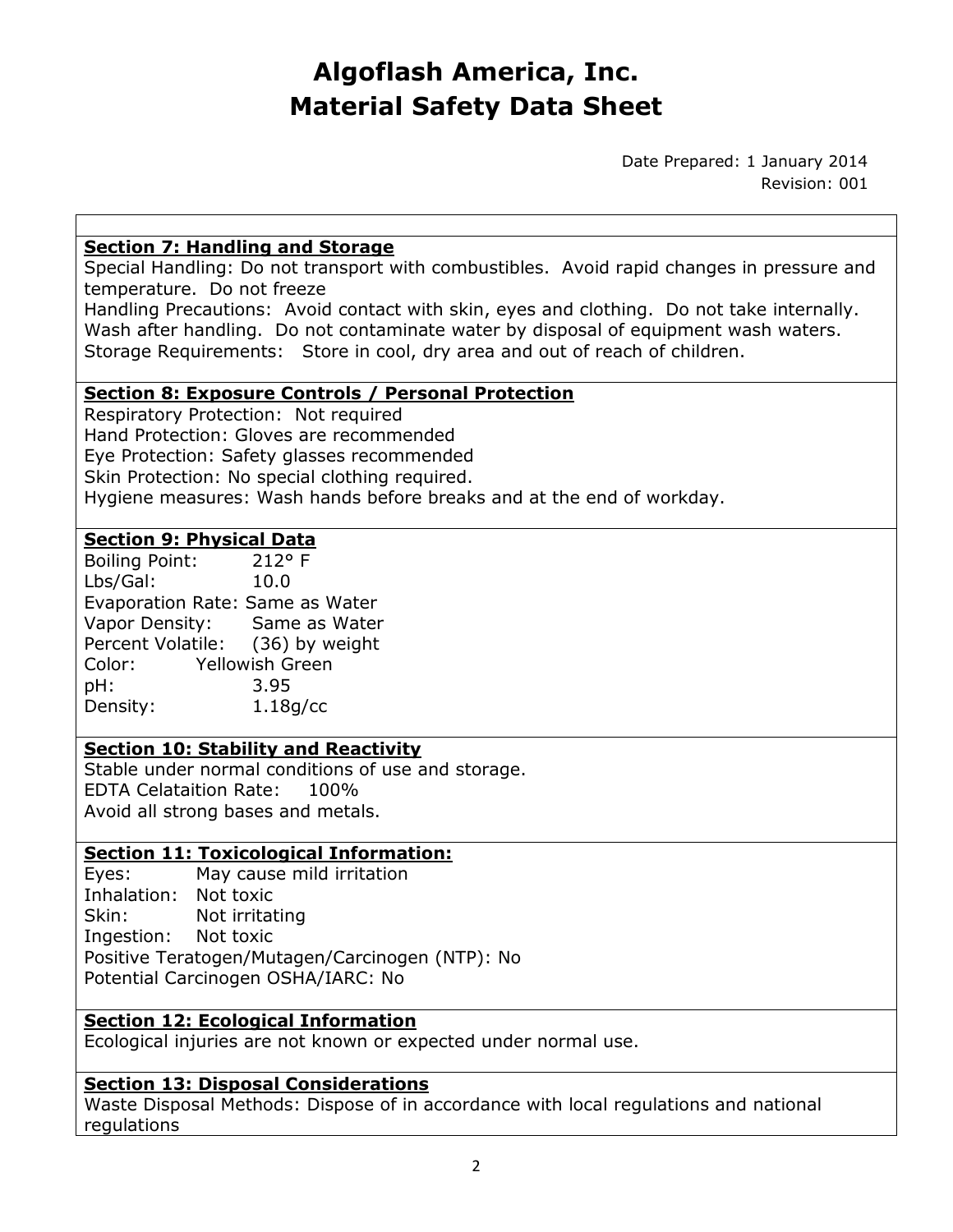# Algoflash America, Inc.
# Material Safety Data Sheet

Date Prepared: 1 January 2014
Revision: 001

## Section 7: Handling and Storage

Special Handling: Do not transport with combustibles. Avoid rapid changes in pressure and temperature. Do not freeze
Handling Precautions: Avoid contact with skin, eyes and clothing. Do not take internally. Wash after handling. Do not contaminate water by disposal of equipment wash waters.
Storage Requirements: Store in cool, dry area and out of reach of children.

## Section 8: Exposure Controls / Personal Protection

Respiratory Protection: Not required
Hand Protection: Gloves are recommended
Eye Protection: Safety glasses recommended
Skin Protection: No special clothing required.
Hygiene measures: Wash hands before breaks and at the end of workday.

## Section 9: Physical Data

Boiling Point: 212° F
Lbs/Gal: 10.0
Evaporation Rate: Same as Water
Vapor Density: Same as Water
Percent Volatile: (36) by weight
Color: Yellowish Green
pH: 3.95
Density: 1.18g/cc

## Section 10: Stability and Reactivity

Stable under normal conditions of use and storage.
EDTA Celataition Rate: 100%
Avoid all strong bases and metals.

## Section 11: Toxicological Information:

Eyes: May cause mild irritation
Inhalation: Not toxic
Skin: Not irritating
Ingestion: Not toxic
Positive Teratogen/Mutagen/Carcinogen (NTP): No
Potential Carcinogen OSHA/IARC: No

## Section 12: Ecological Information

Ecological injuries are not known or expected under normal use.

## Section 13: Disposal Considerations

Waste Disposal Methods: Dispose of in accordance with local regulations and national regulations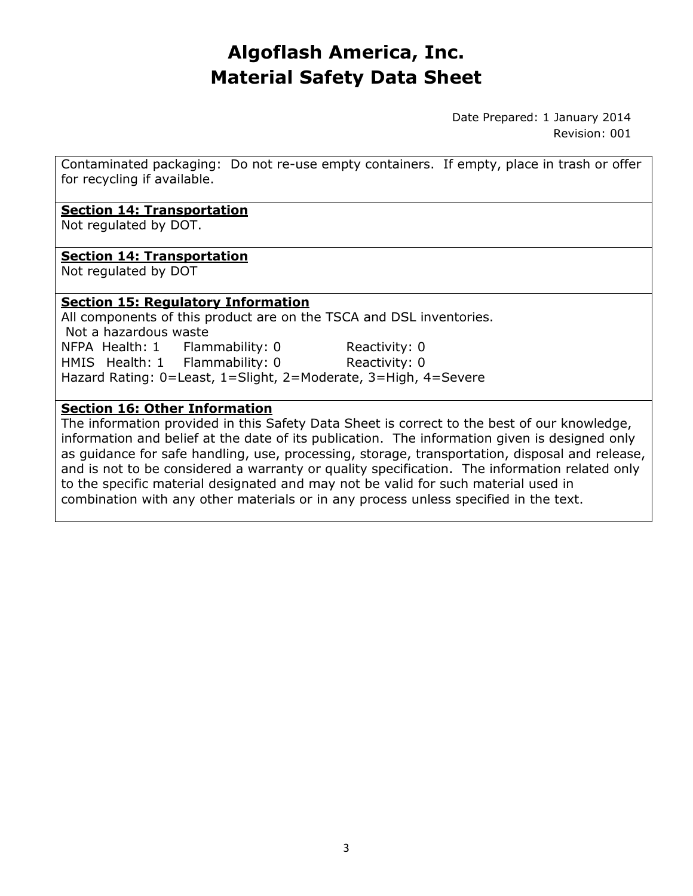Contaminated packaging: Do not re-use empty containers. If empty, place in trash or offer for recycling if available.

**Section 14: Transportation**

Not regulated by DOT.

**Section 14: Transportation**

Not regulated by DOT

**Section 15: Regulatory Information**

All components of this product are on the TSCA and DSL inventories.

Not a hazardous waste

NFPA Health: 1 Flammability: 0 Reactivity: 0

HMIS Health: 1 Flammability: 0 Reactivity: 0

Hazard Rating: 0=Least, 1=Slight, 2=Moderate, 3=High, 4=Severe

**Section 16: Other Information**

The information provided in this Safety Data Sheet is correct to the best of our knowledge, information and belief at the date of its publication. The information given is designed only as guidance for safe handling, use, processing, storage, transportation, disposal and release, and is not to be considered a warranty or quality specification. The information related only to the specific material designated and may not be valid for such material used in combination with any other materials or in any process unless specified in the text.